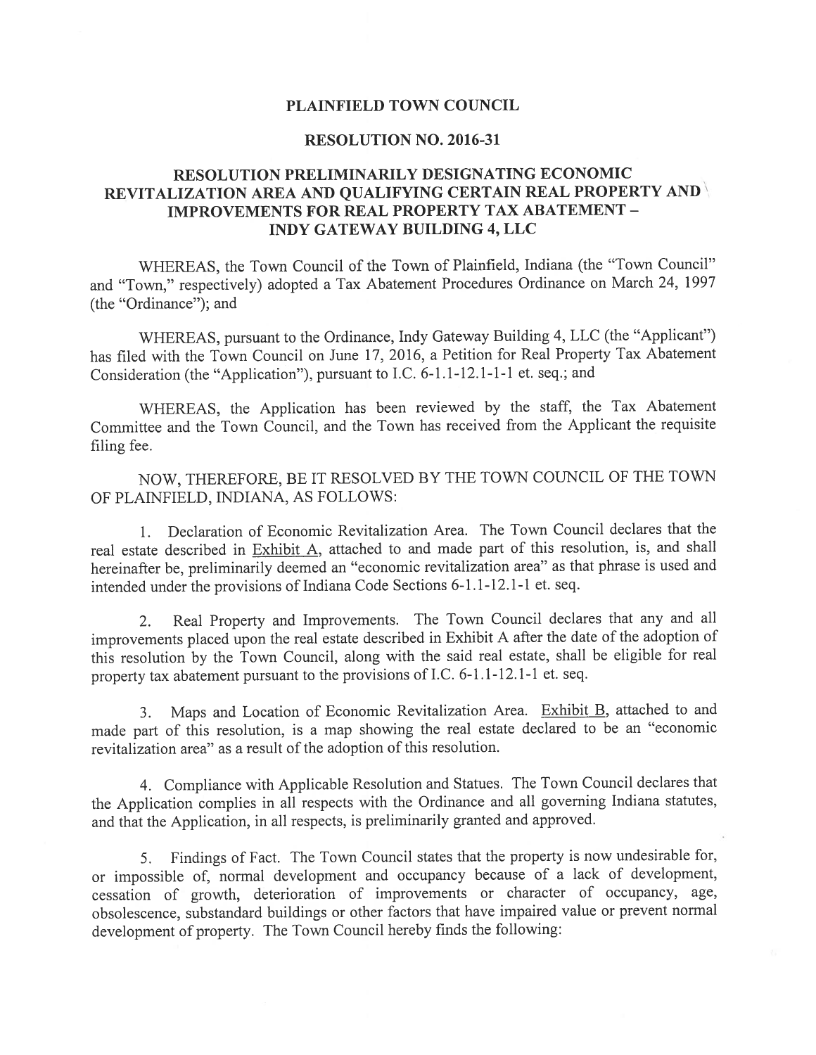# PLAINFIELD TOWN COUNCIL

## RESOLUTION NO. 2016-31

## RESOLUTION PRELIMINARILY DESIGNATING ECONOMIC REVITALIZATION AREA AND QUALIFYING CERTAIN REAL PROPERTY AND IMPROVEMENTS FOR REAL PROPERTY TAX ABATEMENT – INDY GATEWAY BUILDING 4, LLC

WHEREAS, the Town Council of the Town of Plainfield, Indiana (the "Town Council" and "Town," respectively) adopted a Tax Abatement Procedures Ordinance on March 24, 1997 (the "Ordinance"); and

WHEREAS, pursuant to the Ordinance, Indy Gateway Building 4, LLC (the "Applicant") has filed with the Town Council on June 17, 2016, a Petition for Real Property Tax Abatement Consideration (the "Application"), pursuant to I.C. 6-1.1-12.1-1 et. seq.; and

WHEREAS, the Application has been reviewed by the staff, the Tax Abatement Committee and the Town Council, and the Town has received from the Applicant the requisite filing fee.

NOW, THEREFORE, BE IT RESOLVED BY THE TOWN COUNCIL OF THE TOWN OF PLAINFIELD, INDIANA, AS FOLLOWS:

1. Declaration of Economic Revitalization Area. The Town Council declares that the real estate described in Exhibit A, attached to and made part of this resolution, is, and shall hereinafter be, preliminarily deemed an "economic revitalization area" as that phrase is used and intended under the provisions of Indiana Code Sections 6-1.1-12.1-1 et. seq.

2. Real Property and Improvements. The Town Council declares that any and all improvements placed upon the real estate described in Exhibit A after the date of the adoption of this resolution by the Town Council, along with the said real estate, shall be eligible for real property tax abatement pursuant to the provisions of I.C. 6-1.1-12.1-1 et. seq.

3. Maps and Location of Economic Revitalization Area. Exhibit B, attached to and made part of this resolution, is a map showing the real estate declared to be an "economic revitalization area" as a result of the adoption of this resolution.

4. Compliance with Applicable Resolution and Statues. The Town Council declares that the Application complies in all respects with the Ordinance and all governing Indiana statutes, and that the Application, in all respects, is preliminarily granted and approved.

5. Findings of Fact. The Town Council states that the property is now undesirable for, or impossible of, normal development and occupancy because of a lack of development, cessation of growth, deterioration of improvements or character of occupancy, age, obsolescence, substandard buildings or other factors that have impaired value or prevent normal development of property. The Town Council hereby finds the following: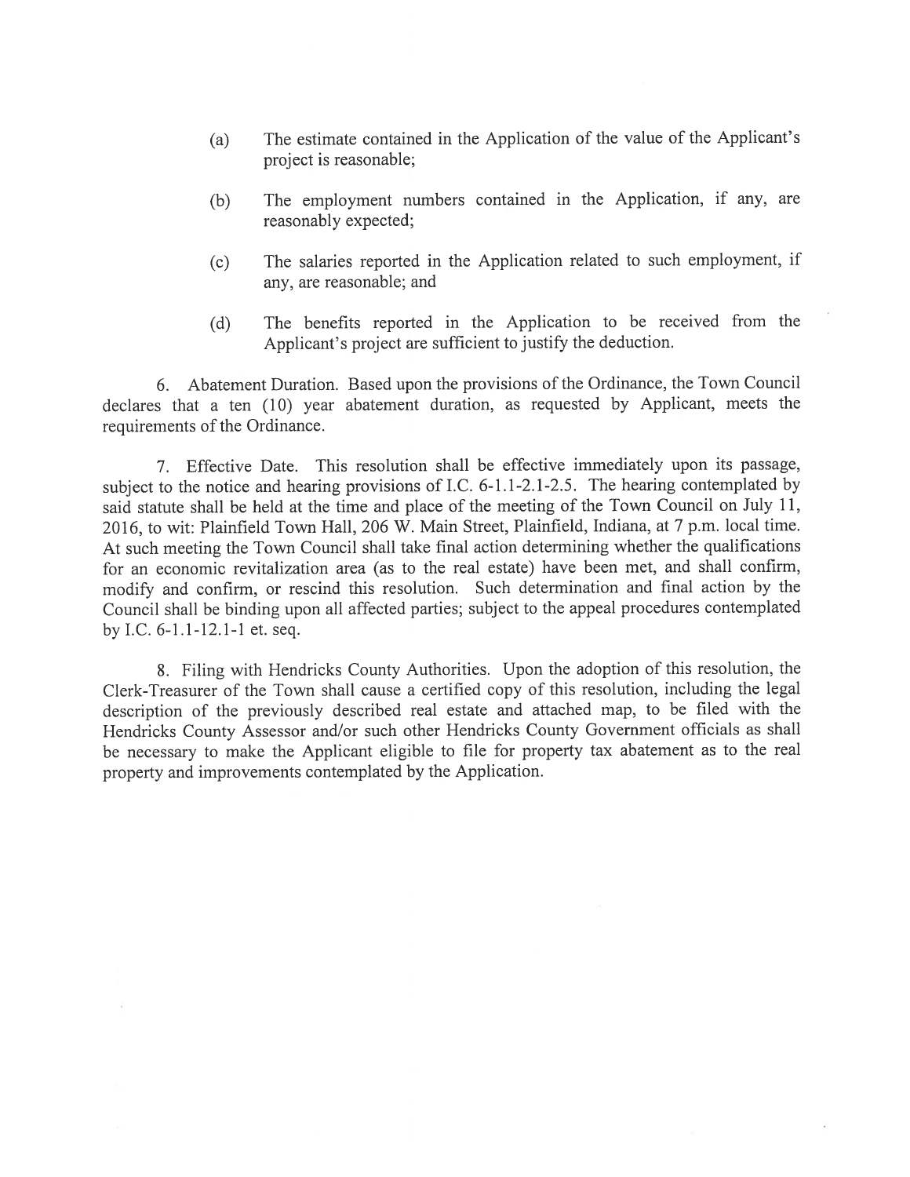(a) The estimate contained in the Application of the value of the Applicant's project is reasonable;

(b) The employment numbers contained in the Application, if any, are reasonably expected;

(c) The salaries reported in the Application related to such employment, if any, are reasonable; and

(d) The benefits reported in the Application to be received from the Applicant's project are sufficient to justify the deduction.

6. Abatement Duration. Based upon the provisions of the Ordinance, the Town Council declares that a ten (10) year abatement duration, as requested by Applicant, meets the requirements of the Ordinance.

7. Effective Date. This resolution shall be effective immediately upon its passage, subject to the notice and hearing provisions of I.C. 6-1.1-2.1-2.5. The hearing contemplated by said statute shall be held at the time and place of the meeting of the Town Council on July 11, 2016, to wit: Plainfield Town Hall, 206 W. Main Street, Plainfield, Indiana, at 7 p.m. local time. At such meeting the Town Council shall take final action determining whether the qualifications for an economic revitalization area (as to the real estate) have been met, and shall confirm, modify and confirm, or rescind this resolution. Such determination and final action by the Council shall be binding upon all affected parties; subject to the appeal procedures contemplated by I.C. 6-1.1-12.1-1 et. seq.

8. Filing with Hendricks County Authorities. Upon the adoption of this resolution, the Clerk-Treasurer of the Town shall cause a certified copy of this resolution, including the legal description of the previously described real estate and attached map, to be filed with the Hendricks County Assessor and/or such other Hendricks County Government officials as shall be necessary to make the Applicant eligible to file for property tax abatement as to the real property and improvements contemplated by the Application.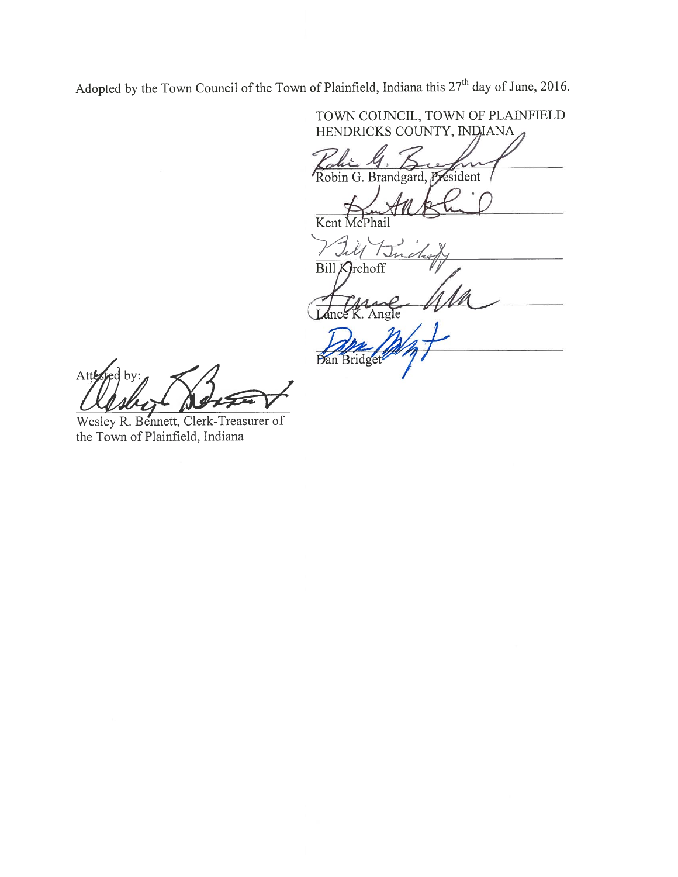Adopted by the Town Council of the Town of Plainfield, Indiana this 27th day of June, 2016.

TOWN COUNCIL, TOWN OF PLAINFIELD
HENDRICKS COUNTY, INDIANA

Robin G. Brandgard, President

Kent McPhail

Bill Kirchoff

Lance K. Angle

Dan Bridget

Attested by:

Wesley R. Bennett, Clerk-Treasurer of the Town of Plainfield, Indiana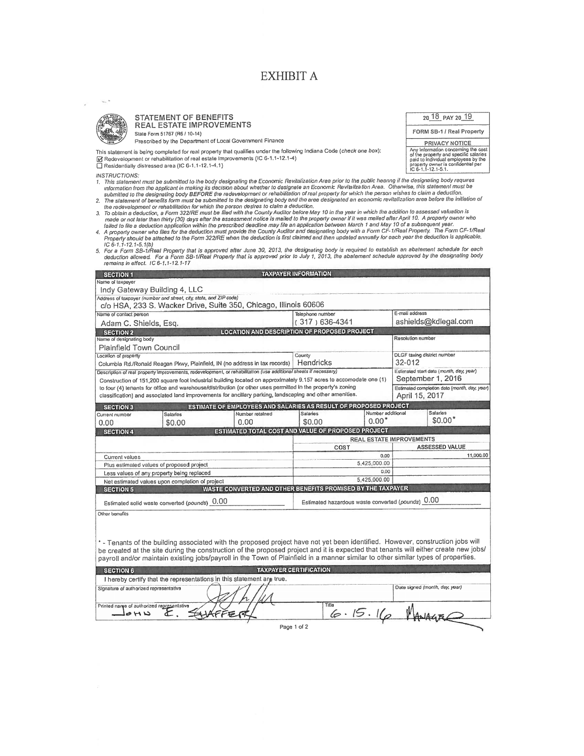# EXHIBIT A

**STATEMENT OF BENEFITS**
**REAL ESTATE IMPROVEMENTS**
State Form 51767 (R6 / 10-14)
Prescribed by the Department of Local Government Finance

20 18 PAY 20 19

**FORM SB-1 / Real Property**

**PRIVACY NOTICE**
Any information concerning the cost of the property and specific salaries paid to individual employees by the property owner is confidential per IC 6-1.1-12.1-5.1.

This statement is being completed for real property that qualifies under the following Indiana Code (*check one box*):

☑ Redevelopment or rehabilitation of real estate improvements (IC 6-1.1-12.1-4)
☐ Residentially distressed area (IC 6-1.1-12.1-4.1)

*INSTRUCTIONS:*

1. *This statement must be submitted to the body designating the Economic Revitalization Area prior to the public hearing if the designating body requires information from the applicant in making its decision about whether to designate an Economic Revitalization Area. Otherwise, this statement must be submitted to the designating body **BEFORE** the redevelopment or rehabilitation of real property for which the person wishes to claim a deduction.*
2. *The statement of benefits form must be submitted to the designating body and the area designated an economic revitalization area before the initiation of the redevelopment or rehabilitation for which the person desires to claim a deduction.*
3. *To obtain a deduction, a Form 322/RE must be filed with the County Auditor before May 10 in the year in which the addition to assessed valuation is made or not later than thirty (30) days after the assessment notice is mailed to the property owner if it was mailed after April 10. A property owner who failed to file a deduction application within the prescribed deadline may file an application between March 1 and May 10 of a subsequent year.*
4. *A property owner who files for the deduction must provide the County Auditor and designating body with a Form CF-1/Real Property. The Form CF-1/Real Property should be attached to the Form 322/RE when the deduction is first claimed and then updated annually for each year the deduction is applicable. IC 6-1.1-12.1-5.1(b)*
5. *For a Form SB-1/Real Property that is approved after June 30, 2013, the designating body is required to establish an abatement schedule for each deduction allowed. For a Form SB-1/Real Property that is approved prior to July 1, 2013, the abatement schedule approved by the designating body remains in effect. IC 6-1.1-12.1-17*

## SECTION 1 — TAXPAYER INFORMATION

| | | |
|---|---|---|
| Name of taxpayer: Indy Gateway Building 4, LLC | | |
| Address of taxpayer (number and street, city, state, and ZIP code): c/o HSA, 233 S. Wacker Drive, Suite 350, Chicago, Illinois 60606 | | |
| Name of contact person: Adam C. Shields, Esq. | Telephone number: (317) 636-4341 | E-mail address: ashields@kdlegal.com |

## SECTION 2 — LOCATION AND DESCRIPTION OF PROPOSED PROJECT

| | | |
|---|---|---|
| Name of designating body: Plainfield Town Council | | Resolution number: |
| Location of property: Columbia Rd./Ronald Reagan Pkwy, Plainfield, IN (no address in tax records) | County: Hendricks | DLGF taxing district number: 32-012 |
| Description of real property improvements, redevelopment, or rehabilitation (*use additional sheets if necessary*): Construction of 151,200 square foot industrial building located on approximately 9.157 acres to accomodate one (1) to four (4) tenants for office and warehouse/distribution (or other uses permitted in the property's zoning classification) and associated land improvements for ancillary parking, landscaping and other amenities. | | Estimated start date (*month, day, year*): September 1, 2016<br>Estimated completion date (*month, day, year*): April 15, 2017 |

## SECTION 3 — ESTIMATE OF EMPLOYEES AND SALARIES AS RESULT OF PROPOSED PROJECT

| Current number | Salaries | Number retained | Salaries | Number additional | Salaries |
|---|---|---|---|---|---|
| 0.00 | $0.00 | 0.00 | $0.00 | 0.00* | $0.00* |

## SECTION 4 — ESTIMATED TOTAL COST AND VALUE OF PROPOSED PROJECT

| | REAL ESTATE IMPROVEMENTS | |
|---|---|---|
| | COST | ASSESSED VALUE |
| Current values | 0.00 | 11,000.00 |
| Plus estimated values of proposed project | 5,425,000.00 | |
| Less values of any property being replaced | 0.00 | |
| Net estimated values upon completion of project | 5,425,000.00 | |

## SECTION 5 — WASTE CONVERTED AND OTHER BENEFITS PROMISED BY THE TAXPAYER

Estimated solid waste converted (*pounds*) 0.00

Estimated hazardous waste converted (*pounds*) 0.00

Other benefits

\* - Tenants of the building associated with the proposed project have not yet been identified. However, construction jobs will be created at the site during the construction of the proposed project and it is expected that tenants will either create new jobs/ payroll and/or maintain existing jobs/payroll in the Town of Plainfield in a manner similar to other similar types of properties.

## SECTION 6 — TAXPAYER CERTIFICATION

I hereby certify that the representations in this statement are true.

| | |
|---|---|
| Signature of authorized representative: [signature] | Date signed (*month, day, year*): 6.15.16 |
| Printed name of authorized representative: John E. Shaffer | Title: Manager |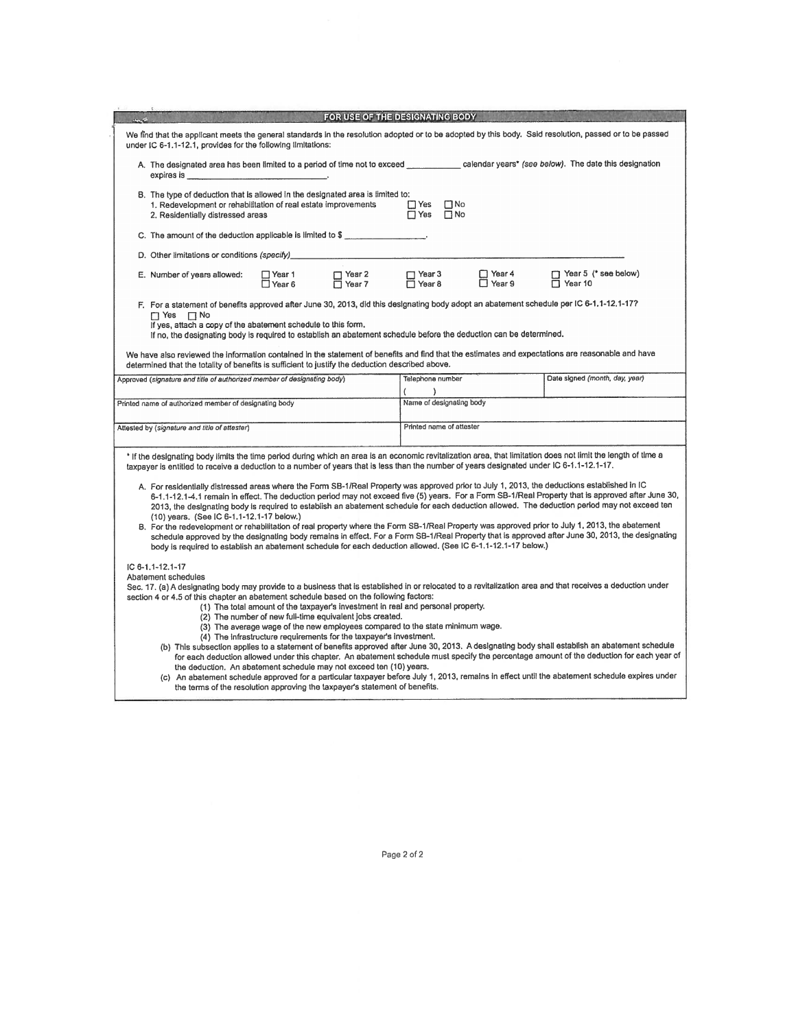## FOR USE OF THE DESIGNATING BODY

We find that the applicant meets the general standards in the resolution adopted or to be adopted by this body. Said resolution, passed or to be passed under IC 6-1.1-12.1, provides for the following limitations:

A. The designated area has been limited to a period of time not to exceed ____________ calendar years* *(see below)*. The date this designation expires is ______________________________.

B. The type of deduction that is allowed in the designated area is limited to:
   1. Redevelopment or rehabilitation of real estate improvements ☐ Yes ☐ No
   2. Residentially distressed areas ☐ Yes ☐ No

C. The amount of the deduction applicable is limited to $ ________________.

D. Other limitations or conditions *(specify)*______________________________

E. Number of years allowed: ☐ Year 1 ☐ Year 2 ☐ Year 3 ☐ Year 4 ☐ Year 5 (* see below) ☐ Year 6 ☐ Year 7 ☐ Year 8 ☐ Year 9 ☐ Year 10

F. For a statement of benefits approved after June 30, 2013, did this designating body adopt an abatement schedule per IC 6-1.1-12.1-17?
   ☐ Yes ☐ No
   If yes, attach a copy of the abatement schedule to this form.
   If no, the designating body is required to establish an abatement schedule before the deduction can be determined.

We have also reviewed the information contained in the statement of benefits and find that the estimates and expectations are reasonable and have determined that the totality of benefits is sufficient to justify the deduction described above.

| Approved *(signature and title of authorized member of designating body)* | Telephone number ( ) | Date signed *(month, day, year)* |
|---|---|---|
| Printed name of authorized member of designating body | Name of designating body | |
| Attested by *(signature and title of attester)* | Printed name of attester | |

* If the designating body limits the time period during which an area is an economic revitalization area, that limitation does not limit the length of time a taxpayer is entitled to receive a deduction to a number of years that is less than the number of years designated under IC 6-1.1-12.1-17.

A. For residentially distressed areas where the Form SB-1/Real Property was approved prior to July 1, 2013, the deductions established in IC 6-1.1-12.1-4.1 remain in effect. The deduction period may not exceed five (5) years. For a Form SB-1/Real Property that is approved after June 30, 2013, the designating body is required to establish an abatement schedule for each deduction allowed. The deduction period may not exceed ten (10) years. (See IC 6-1.1-12.1-17 below.)

B. For the redevelopment or rehabilitation of real property where the Form SB-1/Real Property was approved prior to July 1, 2013, the abatement schedule approved by the designating body remains in effect. For a Form SB-1/Real Property that is approved after June 30, 2013, the designating body is required to establish an abatement schedule for each deduction allowed. (See IC 6-1.1-12.1-17 below.)

IC 6-1.1-12.1-17
Abatement schedules

Sec. 17. (a) A designating body may provide to a business that is established in or relocated to a revitalization area and that receives a deduction under section 4 or 4.5 of this chapter an abatement schedule based on the following factors:
   (1) The total amount of the taxpayer's investment in real and personal property.
   (2) The number of new full-time equivalent jobs created.
   (3) The average wage of the new employees compared to the state minimum wage.
   (4) The infrastructure requirements for the taxpayer's investment.

(b) This subsection applies to a statement of benefits approved after June 30, 2013. A designating body shall establish an abatement schedule for each deduction allowed under this chapter. An abatement schedule must specify the percentage amount of the deduction for each year of the deduction. An abatement schedule may not exceed ten (10) years.

(c) An abatement schedule approved for a particular taxpayer before July 1, 2013, remains in effect until the abatement schedule expires under the terms of the resolution approving the taxpayer's statement of benefits.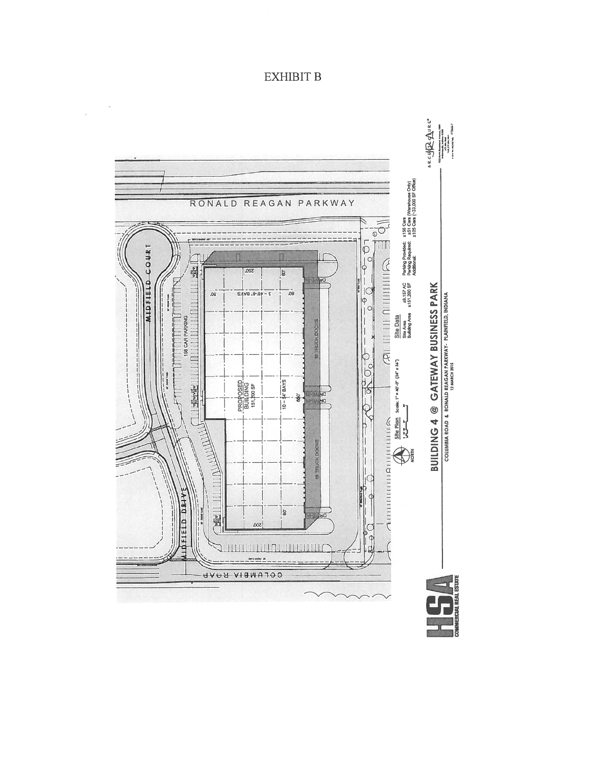# EXHIBIT B

RONALD REAGAN PARKWAY

MIDFIELD COURT

MIDFIELD DRIVE

COLUMBIA ROAD

156 CAR PARKING

PROPOSED BUILDING 151,200 SF

3 – 46'-8" BAYS

10 – 54' BAYS

250'

200'

540'

50'

60'

60'

60'

DRIVE-IN

18 TRUCK DOCKS

18 TRUCK DOCKS

NORTH

Site Plan Scale: 1" = 40'-0" (24" x 34")

**Site Data**

| | |
|---|---|
| Site Area | ±9.157 AC |
| Building Area | ±151,200 SF |

| | |
|---|---|
| Parking Provided: | ±156 Cars |
| Parking Required: | ±51 Cars (Warehouse Only) |
| Additional: | ±105 Cars (~33,000 SF Office) |

## BUILDING 4 @ GATEWAY BUSINESS PARK

COLUMBIA ROAD & RONALD REAGAN PARKWAY - PLAINFIELD, INDIANA

12 MARCH 2015

HSA COMMERCIAL REAL ESTATE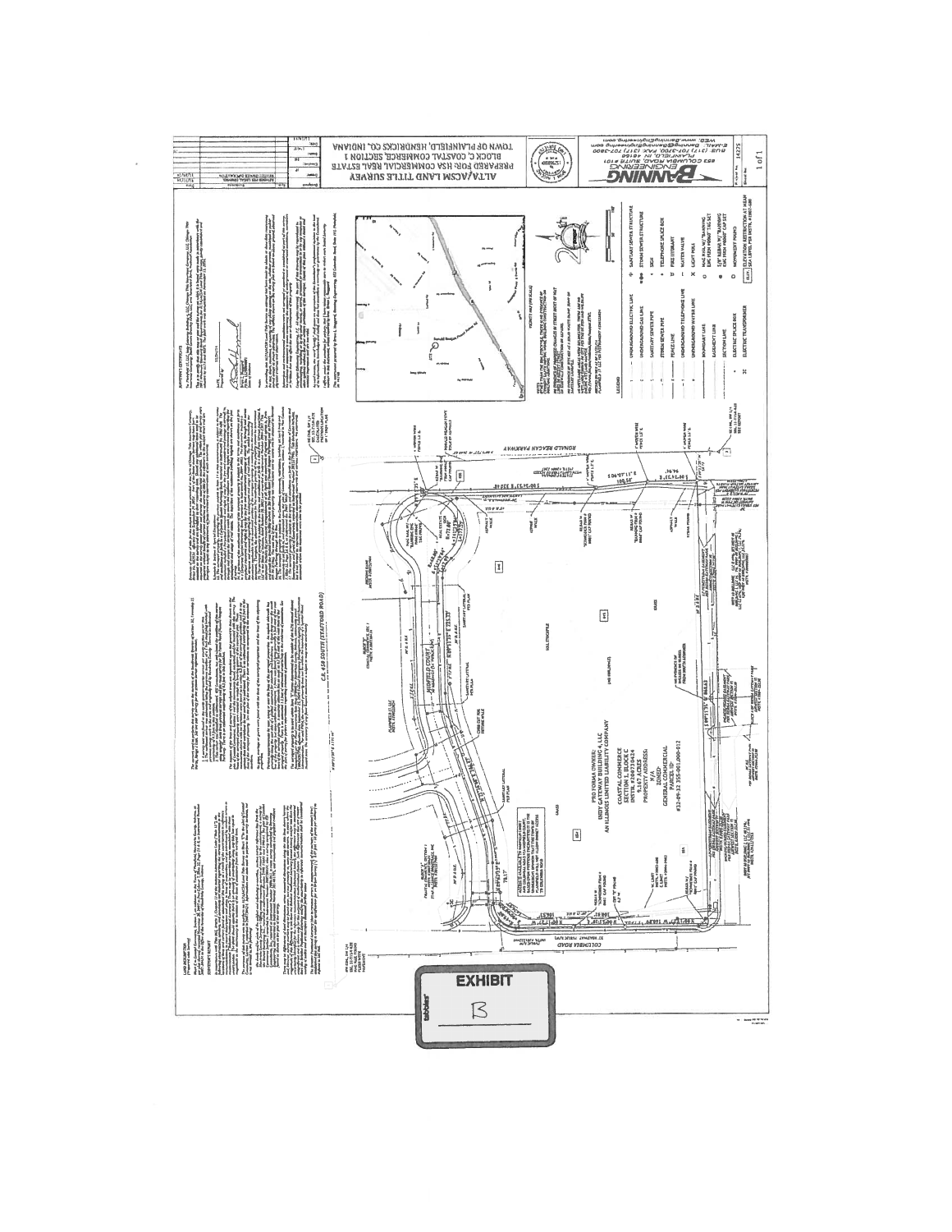# ALTA/ACSM LAND TITLE SURVEY

PREPARED FOR: HSA COMMERCIAL REAL ESTATE

BLOCK C, COASTAL COMMERCE, SECTION 1

TOWN OF PLAINFIELD, HENDRICKS CO. INDIANA

**BANNING ENGINEERING**

853 COLUMBIA ROAD, SUITE #101

PLAINFIELD, IN 46168

Project No. 14275

Sheet No. 1 of 1

---

PRO FORMA OWNER:
INDY GATEWAY BUILDING 6, LLC
AN ILLINOIS LIMITED LIABILITY COMPANY

COASTAL COMMERCE
SECTION 1, BLOCK C
9.167 ACRES
PROPERTY ADDRESS:
N/A
ZONED:
GENERAL COMMERCIAL
PARCEL ID:
32-09-32-355-001.000-012

RONALD REAGAN PARKWAY

COLUMBIA ROAD

AIRFIELD COURT

C.R. 450 SOUTH (STAFFORD ROAD)

---

**EXHIBIT**

B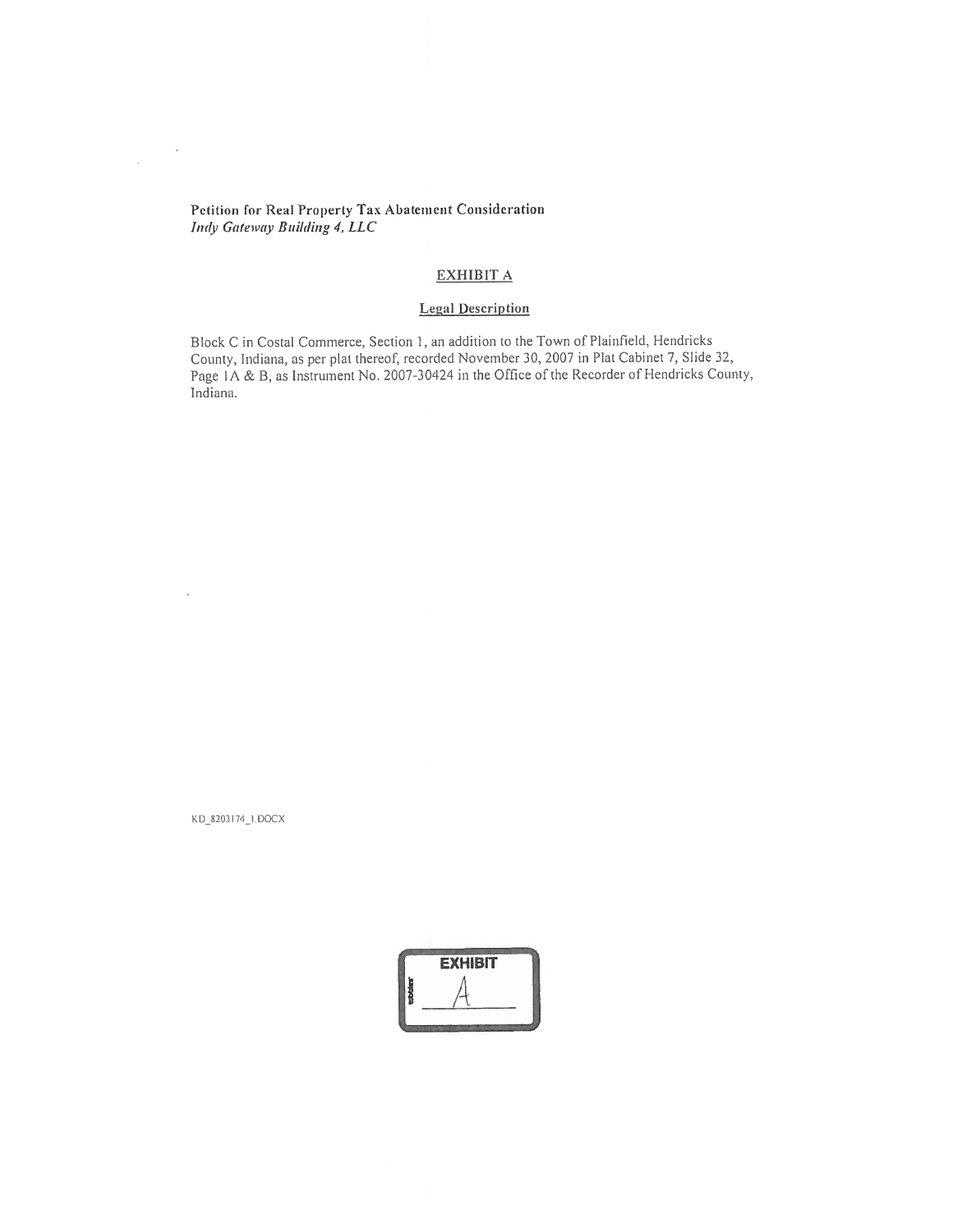**Petition for Real Property Tax Abatement Consideration**
*Indy Gateway Building 4, LLC*

## EXHIBIT A

### Legal Description

Block C in Costal Commerce, Section 1, an addition to the Town of Plainfield, Hendricks County, Indiana, as per plat thereof, recorded November 30, 2007 in Plat Cabinet 7, Slide 32, Page 1A & B, as Instrument No. 2007-30424 in the Office of the Recorder of Hendricks County, Indiana.

KD_8203174_1.DOCX

EXHIBIT

A